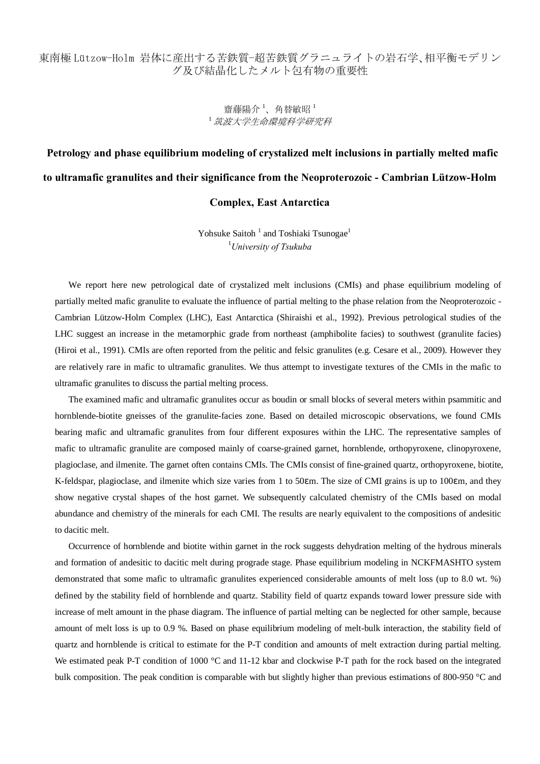# 東南極 Lützow-Holm 岩体に産出する苦鉄質-超苦鉄質グラニュライトの岩石学、相平衡モデリング及び結晶化したメルト包有物の重要性

齋藤陽介[1]、角替敏昭[1]

[1] *筑波大学生命環境科学研究科*

## Petrology and phase equilibrium modeling of crystalized melt inclusions in partially melted mafic to ultramafic granulites and their significance from the Neoproterozoic - Cambrian Lützow-Holm Complex, East Antarctica

Yohsuke Saitoh[1] and Toshiaki Tsunogae[1]

[1] *University of Tsukuba*

We report here new petrological date of crystalized melt inclusions (CMIs) and phase equilibrium modeling of partially melted mafic granulite to evaluate the influence of partial melting to the phase relation from the Neoproterozoic - Cambrian Lützow-Holm Complex (LHC), East Antarctica (Shiraishi et al., 1992). Previous petrological studies of the LHC suggest an increase in the metamorphic grade from northeast (amphibolite facies) to southwest (granulite facies) (Hiroi et al., 1991). CMIs are often reported from the pelitic and felsic granulites (e.g. Cesare et al., 2009). However they are relatively rare in mafic to ultramafic granulites. We thus attempt to investigate textures of the CMIs in the mafic to ultramafic granulites to discuss the partial melting process.

The examined mafic and ultramafic granulites occur as boudin or small blocks of several meters within psammitic and hornblende-biotite gneisses of the granulite-facies zone. Based on detailed microscopic observations, we found CMIs bearing mafic and ultramafic granulites from four different exposures within the LHC. The representative samples of mafic to ultramafic granulite are composed mainly of coarse-grained garnet, hornblende, orthopyroxene, clinopyroxene, plagioclase, and ilmenite. The garnet often contains CMIs. The CMIs consist of fine-grained quartz, orthopyroxene, biotite, K-feldspar, plagioclase, and ilmenite which size varies from 1 to 50εm. The size of CMI grains is up to 100εm, and they show negative crystal shapes of the host garnet. We subsequently calculated chemistry of the CMIs based on modal abundance and chemistry of the minerals for each CMI. The results are nearly equivalent to the compositions of andesitic to dacitic melt.

Occurrence of hornblende and biotite within garnet in the rock suggests dehydration melting of the hydrous minerals and formation of andesitic to dacitic melt during prograde stage. Phase equilibrium modeling in NCKFMASHTO system demonstrated that some mafic to ultramafic granulites experienced considerable amounts of melt loss (up to 8.0 wt. %) defined by the stability field of hornblende and quartz. Stability field of quartz expands toward lower pressure side with increase of melt amount in the phase diagram. The influence of partial melting can be neglected for other sample, because amount of melt loss is up to 0.9 %. Based on phase equilibrium modeling of melt-bulk interaction, the stability field of quartz and hornblende is critical to estimate for the P-T condition and amounts of melt extraction during partial melting. We estimated peak P-T condition of 1000 °C and 11-12 kbar and clockwise P-T path for the rock based on the integrated bulk composition. The peak condition is comparable with but slightly higher than previous estimations of 800-950 °C and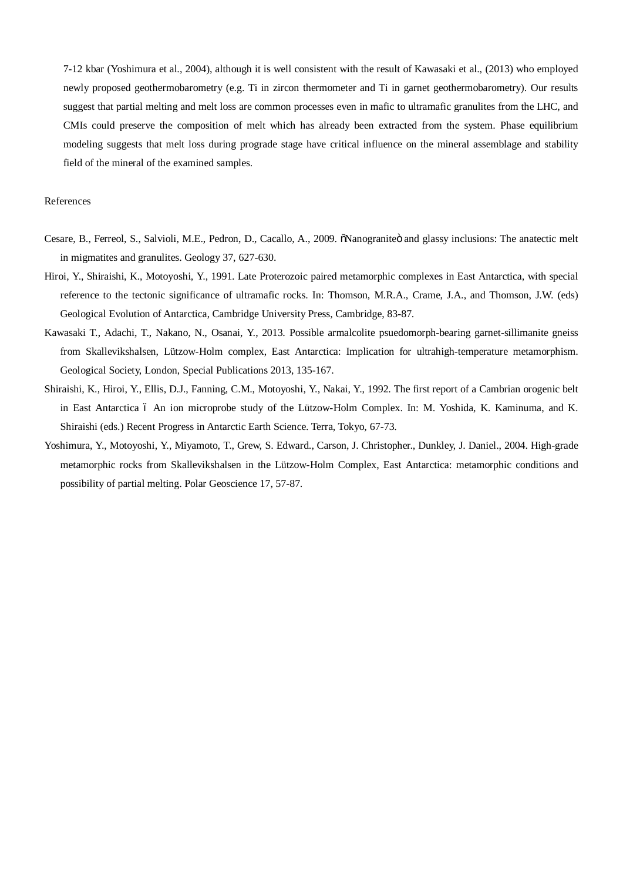7-12 kbar (Yoshimura et al., 2004), although it is well consistent with the result of Kawasaki et al., (2013) who employed newly proposed geothermobarometry (e.g. Ti in zircon thermometer and Ti in garnet geothermobarometry). Our results suggest that partial melting and melt loss are common processes even in mafic to ultramafic granulites from the LHC, and CMIs could preserve the composition of melt which has already been extracted from the system. Phase equilibrium modeling suggests that melt loss during prograde stage have critical influence on the mineral assemblage and stability field of the mineral of the examined samples.

References

Cesare, B., Ferreol, S., Salvioli, M.E., Pedron, D., Cacallo, A., 2009. "Nanogranite" and glassy inclusions: The anatectic melt in migmatites and granulites. Geology 37, 627-630.

Hiroi, Y., Shiraishi, K., Motoyoshi, Y., 1991. Late Proterozoic paired metamorphic complexes in East Antarctica, with special reference to the tectonic significance of ultramafic rocks. In: Thomson, M.R.A., Crame, J.A., and Thomson, J.W. (eds) Geological Evolution of Antarctica, Cambridge University Press, Cambridge, 83-87.

Kawasaki T., Adachi, T., Nakano, N., Osanai, Y., 2013. Possible armalcolite psuedomorph-bearing garnet-sillimanite gneiss from Skallevikshalsen, Lützow-Holm complex, East Antarctica: Implication for ultrahigh-temperature metamorphism. Geological Society, London, Special Publications 2013, 135-167.

Shiraishi, K., Hiroi, Y., Ellis, D.J., Fanning, C.M., Motoyoshi, Y., Nakai, Y., 1992. The first report of a Cambrian orogenic belt in East Antarctica – An ion microprobe study of the Lützow-Holm Complex. In: M. Yoshida, K. Kaminuma, and K. Shiraishi (eds.) Recent Progress in Antarctic Earth Science. Terra, Tokyo, 67-73.

Yoshimura, Y., Motoyoshi, Y., Miyamoto, T., Grew, S. Edward., Carson, J. Christopher., Dunkley, J. Daniel., 2004. High-grade metamorphic rocks from Skallevikshalsen in the Lützow-Holm Complex, East Antarctica: metamorphic conditions and possibility of partial melting. Polar Geoscience 17, 57-87.